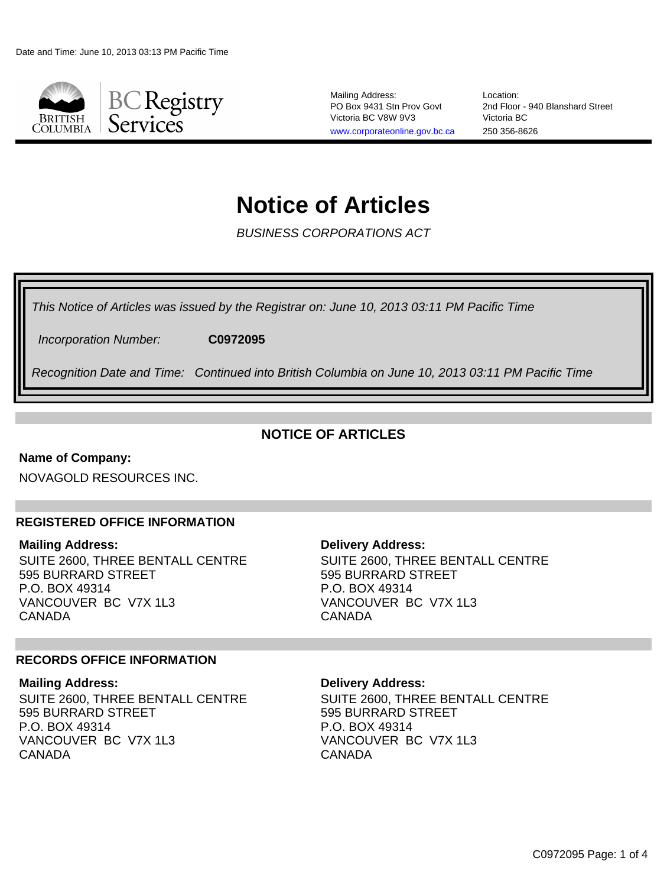Date and Time: June 10, 2013 03:13 PM Pacific Time

BC Registry Services

Mailing Address:
PO Box 9431 Stn Prov Govt
Victoria BC V8W 9V3
www.corporateonline.gov.bc.ca

Location:
2nd Floor - 940 Blanshard Street
Victoria BC
250 356-8626

# Notice of Articles

*BUSINESS CORPORATIONS ACT*

*This Notice of Articles was issued by the Registrar on: June 10, 2013 03:11 PM Pacific Time*

*Incorporation Number:* **C0972095**

*Recognition Date and Time: Continued into British Columbia on June 10, 2013 03:11 PM Pacific Time*

## NOTICE OF ARTICLES

**Name of Company:**

NOVAGOLD RESOURCES INC.

### REGISTERED OFFICE INFORMATION

**Mailing Address:**
SUITE 2600, THREE BENTALL CENTRE
595 BURRARD STREET
P.O. BOX 49314
VANCOUVER BC V7X 1L3
CANADA

**Delivery Address:**
SUITE 2600, THREE BENTALL CENTRE
595 BURRARD STREET
P.O. BOX 49314
VANCOUVER BC V7X 1L3
CANADA

### RECORDS OFFICE INFORMATION

**Mailing Address:**
SUITE 2600, THREE BENTALL CENTRE
595 BURRARD STREET
P.O. BOX 49314
VANCOUVER BC V7X 1L3
CANADA

**Delivery Address:**
SUITE 2600, THREE BENTALL CENTRE
595 BURRARD STREET
P.O. BOX 49314
VANCOUVER BC V7X 1L3
CANADA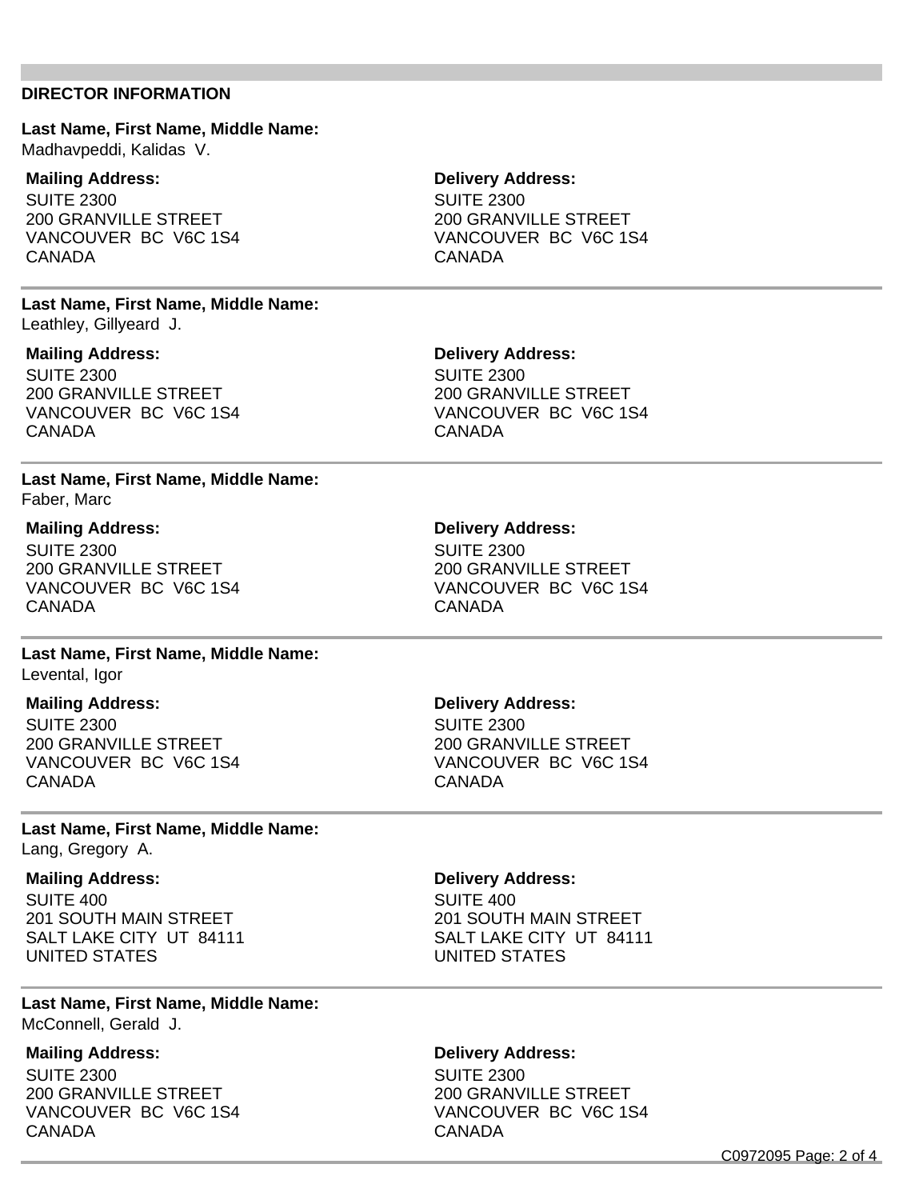## DIRECTOR INFORMATION

**Last Name, First Name, Middle Name:**
Madhavpeddi, Kalidas V.

| **Mailing Address:** | **Delivery Address:** |
|---|---|
| SUITE 2300<br>200 GRANVILLE STREET<br>VANCOUVER BC V6C 1S4<br>CANADA | SUITE 2300<br>200 GRANVILLE STREET<br>VANCOUVER BC V6C 1S4<br>CANADA |

**Last Name, First Name, Middle Name:**
Leathley, Gillyeard J.

| **Mailing Address:** | **Delivery Address:** |
|---|---|
| SUITE 2300<br>200 GRANVILLE STREET<br>VANCOUVER BC V6C 1S4<br>CANADA | SUITE 2300<br>200 GRANVILLE STREET<br>VANCOUVER BC V6C 1S4<br>CANADA |

**Last Name, First Name, Middle Name:**
Faber, Marc

| **Mailing Address:** | **Delivery Address:** |
|---|---|
| SUITE 2300<br>200 GRANVILLE STREET<br>VANCOUVER BC V6C 1S4<br>CANADA | SUITE 2300<br>200 GRANVILLE STREET<br>VANCOUVER BC V6C 1S4<br>CANADA |

**Last Name, First Name, Middle Name:**
Levental, Igor

| **Mailing Address:** | **Delivery Address:** |
|---|---|
| SUITE 2300<br>200 GRANVILLE STREET<br>VANCOUVER BC V6C 1S4<br>CANADA | SUITE 2300<br>200 GRANVILLE STREET<br>VANCOUVER BC V6C 1S4<br>CANADA |

**Last Name, First Name, Middle Name:**
Lang, Gregory A.

| **Mailing Address:** | **Delivery Address:** |
|---|---|
| SUITE 400<br>201 SOUTH MAIN STREET<br>SALT LAKE CITY UT 84111<br>UNITED STATES | SUITE 400<br>201 SOUTH MAIN STREET<br>SALT LAKE CITY UT 84111<br>UNITED STATES |

**Last Name, First Name, Middle Name:**
McConnell, Gerald J.

| **Mailing Address:** | **Delivery Address:** |
|---|---|
| SUITE 2300<br>200 GRANVILLE STREET<br>VANCOUVER BC V6C 1S4<br>CANADA | SUITE 2300<br>200 GRANVILLE STREET<br>VANCOUVER BC V6C 1S4<br>CANADA |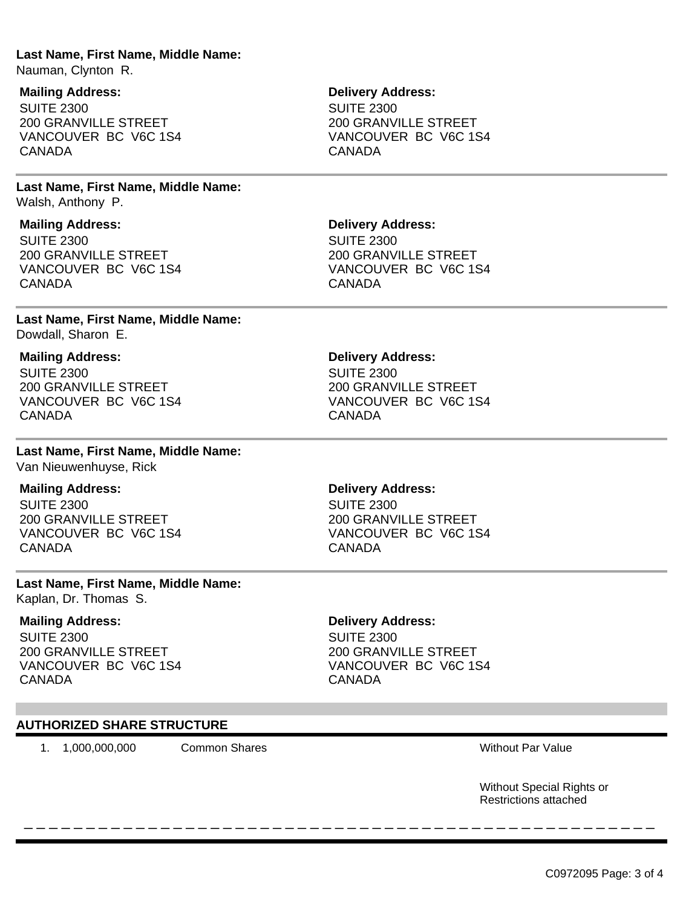**Last Name, First Name, Middle Name:**
Nauman, Clynton R.

| **Mailing Address:** | **Delivery Address:** |
| --- | --- |
| SUITE 2300 | SUITE 2300 |
| 200 GRANVILLE STREET | 200 GRANVILLE STREET |
| VANCOUVER BC V6C 1S4 | VANCOUVER BC V6C 1S4 |
| CANADA | CANADA |

---

**Last Name, First Name, Middle Name:**
Walsh, Anthony P.

| **Mailing Address:** | **Delivery Address:** |
| --- | --- |
| SUITE 2300 | SUITE 2300 |
| 200 GRANVILLE STREET | 200 GRANVILLE STREET |
| VANCOUVER BC V6C 1S4 | VANCOUVER BC V6C 1S4 |
| CANADA | CANADA |

---

**Last Name, First Name, Middle Name:**
Dowdall, Sharon E.

| **Mailing Address:** | **Delivery Address:** |
| --- | --- |
| SUITE 2300 | SUITE 2300 |
| 200 GRANVILLE STREET | 200 GRANVILLE STREET |
| VANCOUVER BC V6C 1S4 | VANCOUVER BC V6C 1S4 |
| CANADA | CANADA |

---

**Last Name, First Name, Middle Name:**
Van Nieuwenhuyse, Rick

| **Mailing Address:** | **Delivery Address:** |
| --- | --- |
| SUITE 2300 | SUITE 2300 |
| 200 GRANVILLE STREET | 200 GRANVILLE STREET |
| VANCOUVER BC V6C 1S4 | VANCOUVER BC V6C 1S4 |
| CANADA | CANADA |

---

**Last Name, First Name, Middle Name:**
Kaplan, Dr. Thomas S.

| **Mailing Address:** | **Delivery Address:** |
| --- | --- |
| SUITE 2300 | SUITE 2300 |
| 200 GRANVILLE STREET | 200 GRANVILLE STREET |
| VANCOUVER BC V6C 1S4 | VANCOUVER BC V6C 1S4 |
| CANADA | CANADA |

## AUTHORIZED SHARE STRUCTURE

| | | | |
| --- | --- | --- | --- |
| 1. | 1,000,000,000 | Common Shares | Without Par Value |
| | | | Without Special Rights or Restrictions attached |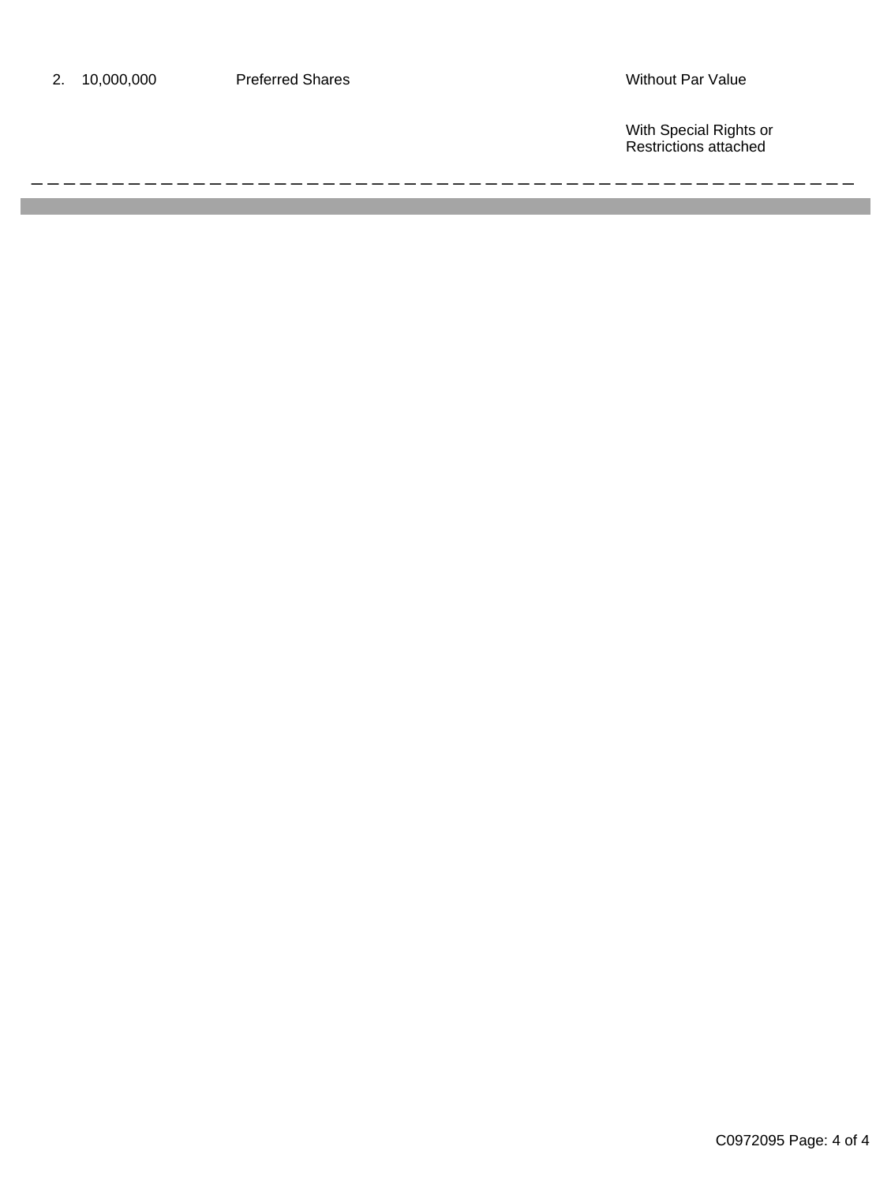| | | | |
|---|---|---|---|
| 2. | 10,000,000 | Preferred Shares | Without Par Value<br><br>With Special Rights or Restrictions attached |